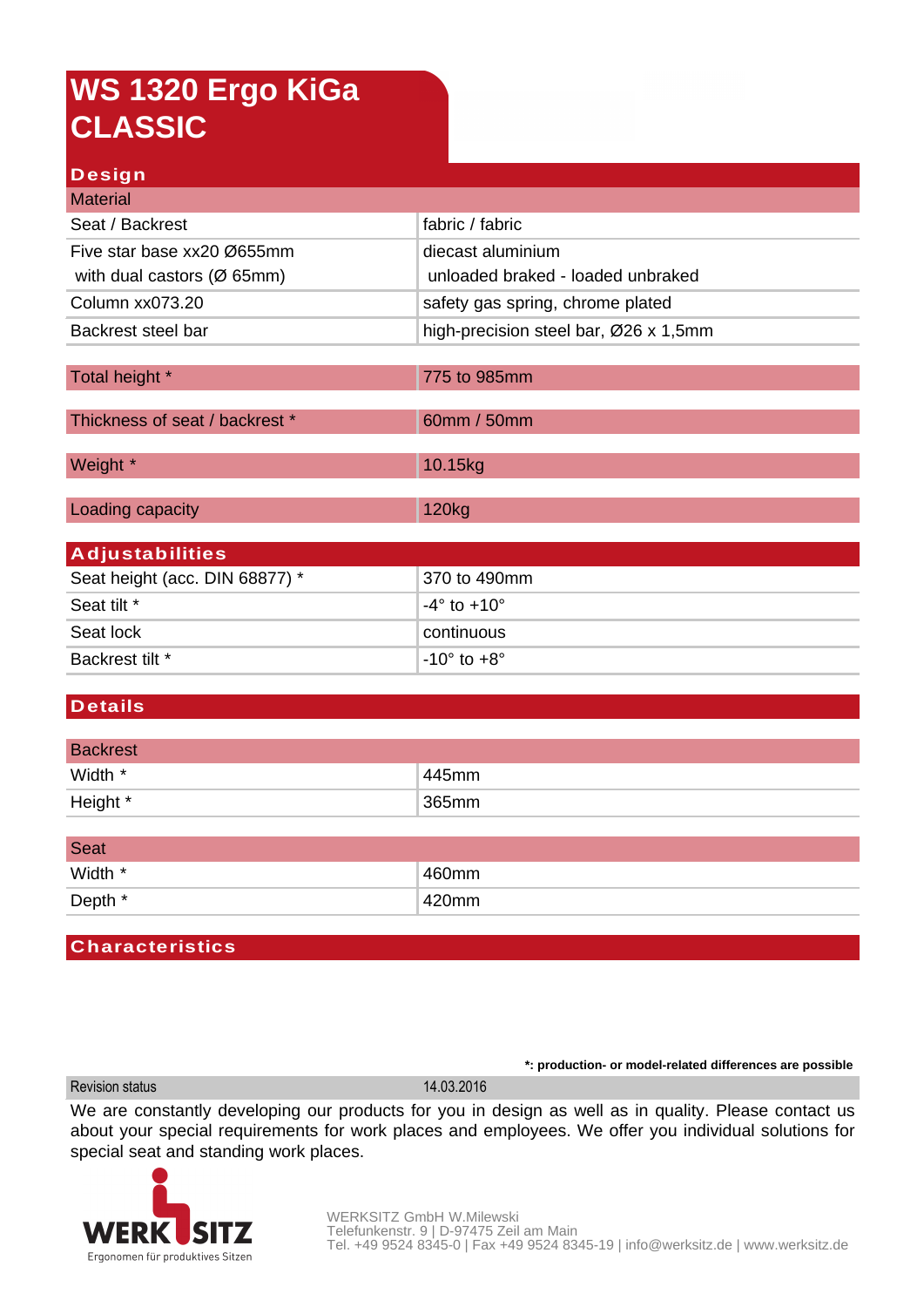# WS 1320 Ergo KiGa CLASSIC

## Design

| Material | |
|---|---|
| Seat / Backrest | fabric / fabric |
| Five star base xx20 Ø655mm with dual castors (Ø 65mm) | diecast aluminium unloaded braked - loaded unbraked |
| Column xx073.20 | safety gas spring, chrome plated |
| Backrest steel bar | high-precision steel bar, Ø26 x 1,5mm |

| Total height * | 775 to 985mm |
|---|---|

| Thickness of seat / backrest * | 60mm / 50mm |
|---|---|

| Weight * | 10.15kg |
|---|---|

| Loading capacity | 120kg |
|---|---|

## Adjustabilities

| Seat height (acc. DIN 68877) * | 370 to 490mm |
|---|---|
| Seat tilt * | -4° to +10° |
| Seat lock | continuous |
| Backrest tilt * | -10° to +8° |

## Details

| Backrest | |
|---|---|
| Width * | 445mm |
| Height * | 365mm |

| Seat | |
|---|---|
| Width * | 460mm |
| Depth * | 420mm |

## Characteristics

**\*: production- or model-related differences are possible**

| Revision status | 14.03.2016 |
|---|---|

We are constantly developing our products for you in design as well as in quality. Please contact us about your special requirements for work places and employees. We offer you individual solutions for special seat and standing work places.

WERKSITZ
Ergonomen für produktives Sitzen

WERKSITZ GmbH W.Milewski
Telefunkenstr. 9 | D-97475 Zeil am Main
Tel. +49 9524 8345-0 | Fax +49 9524 8345-19 | info@werksitz.de | www.werksitz.de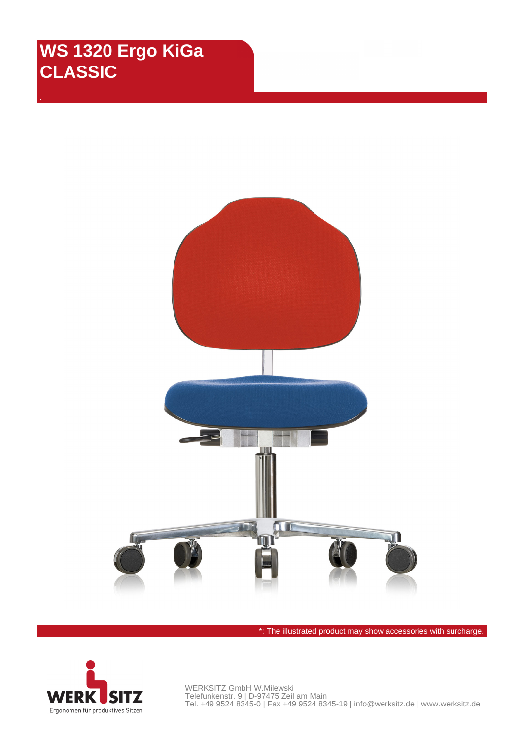# WS 1320 Ergo KiGa CLASSIC

*: The illustrated product may show accessories with surcharge.

WERKSITZ GmbH W.Milewski
Telefunkenstr. 9 | D-97475 Zeil am Main
Tel. +49 9524 8345-0 | Fax +49 9524 8345-19 | info@werksitz.de | www.werksitz.de